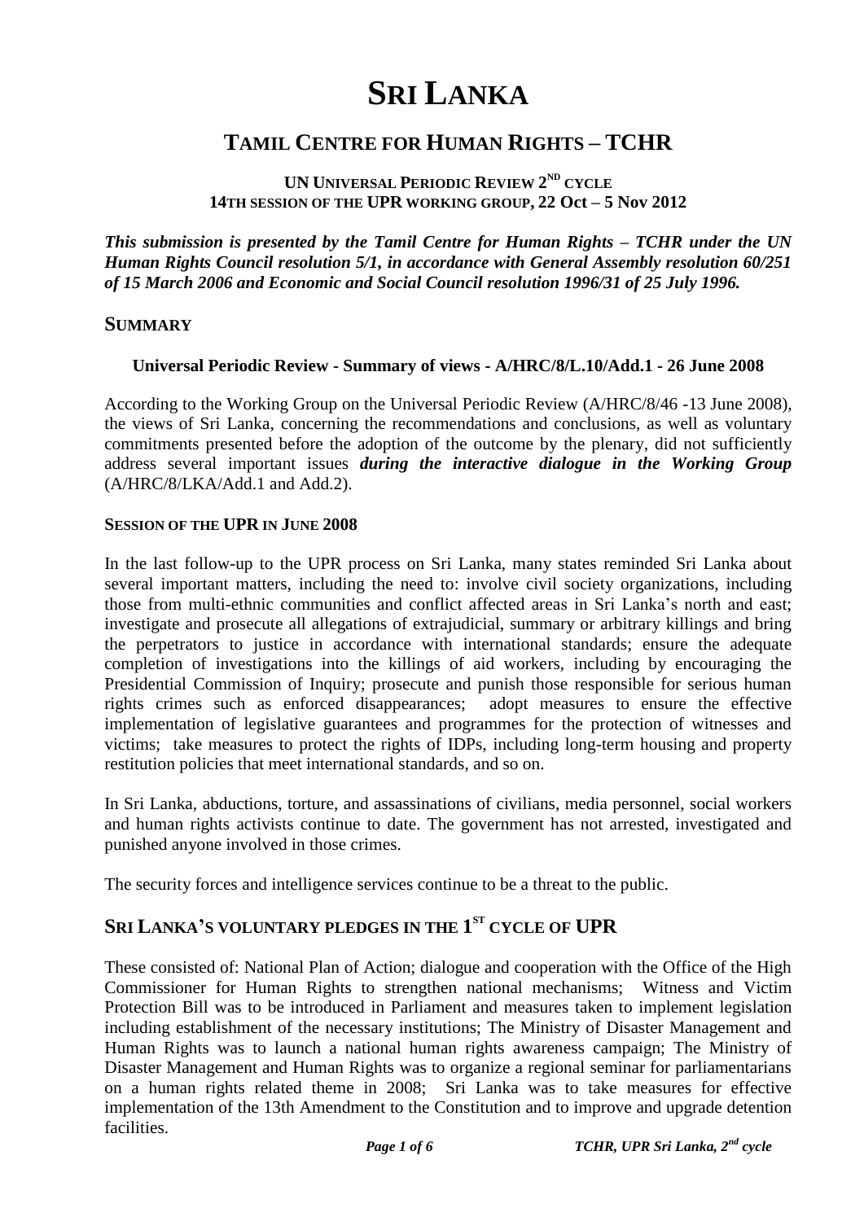# SRI LANKA

## TAMIL CENTRE FOR HUMAN RIGHTS – TCHR

### UN UNIVERSAL PERIODIC REVIEW 2ND CYCLE
### 14TH SESSION OF THE UPR WORKING GROUP, 22 Oct – 5 Nov 2012

***This submission is presented by the Tamil Centre for Human Rights – TCHR under the UN Human Rights Council resolution 5/1, in accordance with General Assembly resolution 60/251 of 15 March 2006 and Economic and Social Council resolution 1996/31 of 25 July 1996.***

## SUMMARY

**Universal Periodic Review - Summary of views - A/HRC/8/L.10/Add.1 - 26 June 2008**

According to the Working Group on the Universal Periodic Review (A/HRC/8/46 -13 June 2008), the views of Sri Lanka, concerning the recommendations and conclusions, as well as voluntary commitments presented before the adoption of the outcome by the plenary, did not sufficiently address several important issues ***during the interactive dialogue in the Working Group*** (A/HRC/8/LKA/Add.1 and Add.2).

**SESSION OF THE UPR IN JUNE 2008**

In the last follow-up to the UPR process on Sri Lanka, many states reminded Sri Lanka about several important matters, including the need to: involve civil society organizations, including those from multi-ethnic communities and conflict affected areas in Sri Lanka's north and east; investigate and prosecute all allegations of extrajudicial, summary or arbitrary killings and bring the perpetrators to justice in accordance with international standards; ensure the adequate completion of investigations into the killings of aid workers, including by encouraging the Presidential Commission of Inquiry; prosecute and punish those responsible for serious human rights crimes such as enforced disappearances; adopt measures to ensure the effective implementation of legislative guarantees and programmes for the protection of witnesses and victims; take measures to protect the rights of IDPs, including long-term housing and property restitution policies that meet international standards, and so on.

In Sri Lanka, abductions, torture, and assassinations of civilians, media personnel, social workers and human rights activists continue to date. The government has not arrested, investigated and punished anyone involved in those crimes.

The security forces and intelligence services continue to be a threat to the public.

## SRI LANKA'S VOLUNTARY PLEDGES IN THE 1ST CYCLE OF UPR

These consisted of: National Plan of Action; dialogue and cooperation with the Office of the High Commissioner for Human Rights to strengthen national mechanisms; Witness and Victim Protection Bill was to be introduced in Parliament and measures taken to implement legislation including establishment of the necessary institutions; The Ministry of Disaster Management and Human Rights was to launch a national human rights awareness campaign; The Ministry of Disaster Management and Human Rights was to organize a regional seminar for parliamentarians on a human rights related theme in 2008; Sri Lanka was to take measures for effective implementation of the 13th Amendment to the Constitution and to improve and upgrade detention facilities.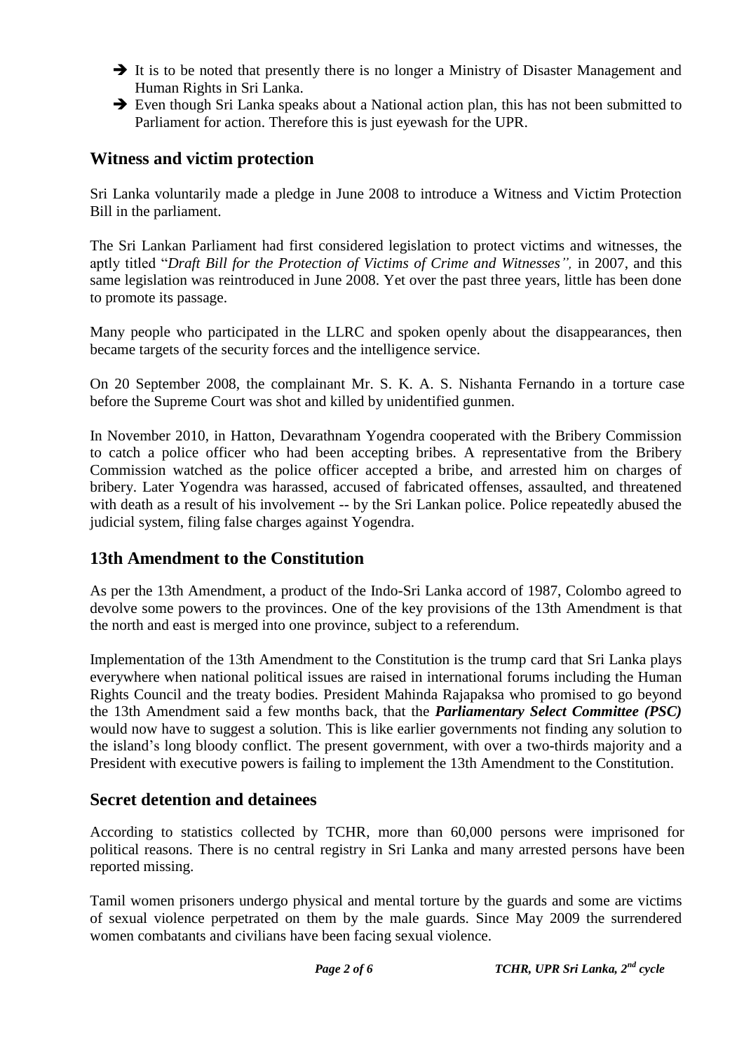- ➔ It is to be noted that presently there is no longer a Ministry of Disaster Management and Human Rights in Sri Lanka.
- ➔ Even though Sri Lanka speaks about a National action plan, this has not been submitted to Parliament for action. Therefore this is just eyewash for the UPR.

## Witness and victim protection

Sri Lanka voluntarily made a pledge in June 2008 to introduce a Witness and Victim Protection Bill in the parliament.

The Sri Lankan Parliament had first considered legislation to protect victims and witnesses, the aptly titled "*Draft Bill for the Protection of Victims of Crime and Witnesses",* in 2007, and this same legislation was reintroduced in June 2008. Yet over the past three years, little has been done to promote its passage.

Many people who participated in the LLRC and spoken openly about the disappearances, then became targets of the security forces and the intelligence service.

On 20 September 2008, the complainant Mr. S. K. A. S. Nishanta Fernando in a torture case before the Supreme Court was shot and killed by unidentified gunmen.

In November 2010, in Hatton, Devarathnam Yogendra cooperated with the Bribery Commission to catch a police officer who had been accepting bribes. A representative from the Bribery Commission watched as the police officer accepted a bribe, and arrested him on charges of bribery. Later Yogendra was harassed, accused of fabricated offenses, assaulted, and threatened with death as a result of his involvement -- by the Sri Lankan police. Police repeatedly abused the judicial system, filing false charges against Yogendra.

## 13th Amendment to the Constitution

As per the 13th Amendment, a product of the Indo-Sri Lanka accord of 1987, Colombo agreed to devolve some powers to the provinces. One of the key provisions of the 13th Amendment is that the north and east is merged into one province, subject to a referendum.

Implementation of the 13th Amendment to the Constitution is the trump card that Sri Lanka plays everywhere when national political issues are raised in international forums including the Human Rights Council and the treaty bodies. President Mahinda Rajapaksa who promised to go beyond the 13th Amendment said a few months back, that the ***Parliamentary Select Committee (PSC)*** would now have to suggest a solution. This is like earlier governments not finding any solution to the island's long bloody conflict. The present government, with over a two-thirds majority and a President with executive powers is failing to implement the 13th Amendment to the Constitution.

## Secret detention and detainees

According to statistics collected by TCHR, more than 60,000 persons were imprisoned for political reasons. There is no central registry in Sri Lanka and many arrested persons have been reported missing.

Tamil women prisoners undergo physical and mental torture by the guards and some are victims of sexual violence perpetrated on them by the male guards. Since May 2009 the surrendered women combatants and civilians have been facing sexual violence.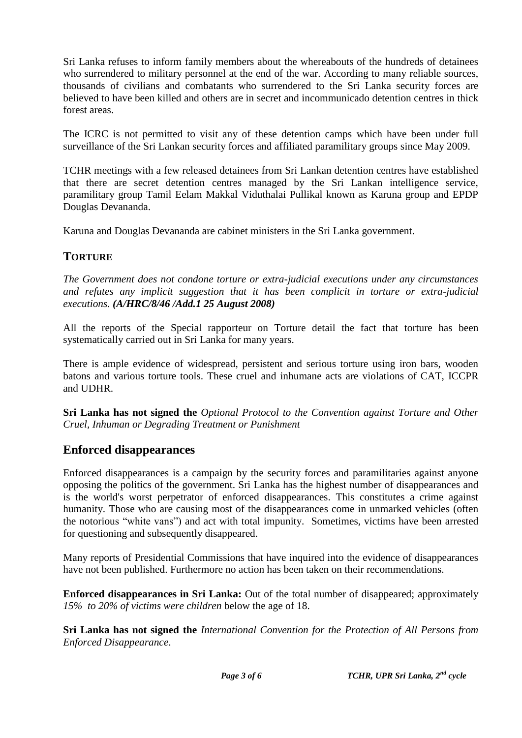Sri Lanka refuses to inform family members about the whereabouts of the hundreds of detainees who surrendered to military personnel at the end of the war. According to many reliable sources, thousands of civilians and combatants who surrendered to the Sri Lanka security forces are believed to have been killed and others are in secret and incommunicado detention centres in thick forest areas.

The ICRC is not permitted to visit any of these detention camps which have been under full surveillance of the Sri Lankan security forces and affiliated paramilitary groups since May 2009.

TCHR meetings with a few released detainees from Sri Lankan detention centres have established that there are secret detention centres managed by the Sri Lankan intelligence service, paramilitary group Tamil Eelam Makkal Viduthalai Pullikal known as Karuna group and EPDP Douglas Devananda.

Karuna and Douglas Devananda are cabinet ministers in the Sri Lanka government.

## TORTURE

*The Government does not condone torture or extra-judicial executions under any circumstances and refutes any implicit suggestion that it has been complicit in torture or extra-judicial executions. **(A/HRC/8/46 /Add.1 25 August 2008)***

All the reports of the Special rapporteur on Torture detail the fact that torture has been systematically carried out in Sri Lanka for many years.

There is ample evidence of widespread, persistent and serious torture using iron bars, wooden batons and various torture tools. These cruel and inhumane acts are violations of CAT, ICCPR and UDHR.

**Sri Lanka has not signed the** *Optional Protocol to the Convention against Torture and Other Cruel, Inhuman or Degrading Treatment or Punishment*

## Enforced disappearances

Enforced disappearances is a campaign by the security forces and paramilitaries against anyone opposing the politics of the government. Sri Lanka has the highest number of disappearances and is the world's worst perpetrator of enforced disappearances. This constitutes a crime against humanity. Those who are causing most of the disappearances come in unmarked vehicles (often the notorious "white vans") and act with total impunity. Sometimes, victims have been arrested for questioning and subsequently disappeared.

Many reports of Presidential Commissions that have inquired into the evidence of disappearances have not been published. Furthermore no action has been taken on their recommendations.

**Enforced disappearances in Sri Lanka:** Out of the total number of disappeared; approximately *15% to 20% of victims were children* below the age of 18.

**Sri Lanka has not signed the** *International Convention for the Protection of All Persons from Enforced Disappearance*.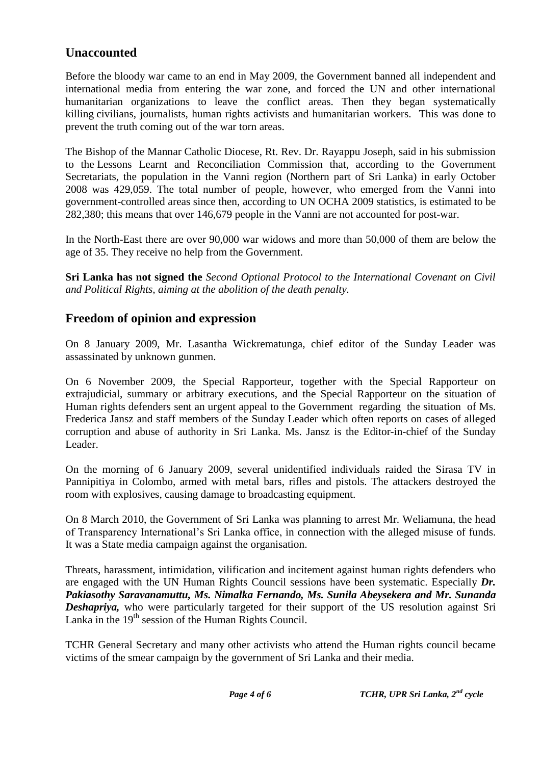## Unaccounted

Before the bloody war came to an end in May 2009, the Government banned all independent and international media from entering the war zone, and forced the UN and other international humanitarian organizations to leave the conflict areas. Then they began systematically killing civilians, journalists, human rights activists and humanitarian workers. This was done to prevent the truth coming out of the war torn areas.

The Bishop of the Mannar Catholic Diocese, Rt. Rev. Dr. Rayappu Joseph, said in his submission to the Lessons Learnt and Reconciliation Commission that, according to the Government Secretariats, the population in the Vanni region (Northern part of Sri Lanka) in early October 2008 was 429,059. The total number of people, however, who emerged from the Vanni into government-controlled areas since then, according to UN OCHA 2009 statistics, is estimated to be 282,380; this means that over 146,679 people in the Vanni are not accounted for post-war.

In the North-East there are over 90,000 war widows and more than 50,000 of them are below the age of 35. They receive no help from the Government.

**Sri Lanka has not signed the** *Second Optional Protocol to the International Covenant on Civil and Political Rights, aiming at the abolition of the death penalty.*

## Freedom of opinion and expression

On 8 January 2009, Mr. Lasantha Wickrematunga, chief editor of the Sunday Leader was assassinated by unknown gunmen.

On 6 November 2009, the Special Rapporteur, together with the Special Rapporteur on extrajudicial, summary or arbitrary executions, and the Special Rapporteur on the situation of Human rights defenders sent an urgent appeal to the Government regarding the situation of Ms. Frederica Jansz and staff members of the Sunday Leader which often reports on cases of alleged corruption and abuse of authority in Sri Lanka. Ms. Jansz is the Editor-in-chief of the Sunday Leader.

On the morning of 6 January 2009, several unidentified individuals raided the Sirasa TV in Pannipitiya in Colombo, armed with metal bars, rifles and pistols. The attackers destroyed the room with explosives, causing damage to broadcasting equipment.

On 8 March 2010, the Government of Sri Lanka was planning to arrest Mr. Weliamuna, the head of Transparency International's Sri Lanka office, in connection with the alleged misuse of funds. It was a State media campaign against the organisation.

Threats, harassment, intimidation, vilification and incitement against human rights defenders who are engaged with the UN Human Rights Council sessions have been systematic. Especially ***Dr. Pakiasothy Saravanamuttu, Ms. Nimalka Fernando, Ms. Sunila Abeysekera and Mr. Sunanda Deshapriya,*** who were particularly targeted for their support of the US resolution against Sri Lanka in the 19th session of the Human Rights Council.

TCHR General Secretary and many other activists who attend the Human rights council became victims of the smear campaign by the government of Sri Lanka and their media.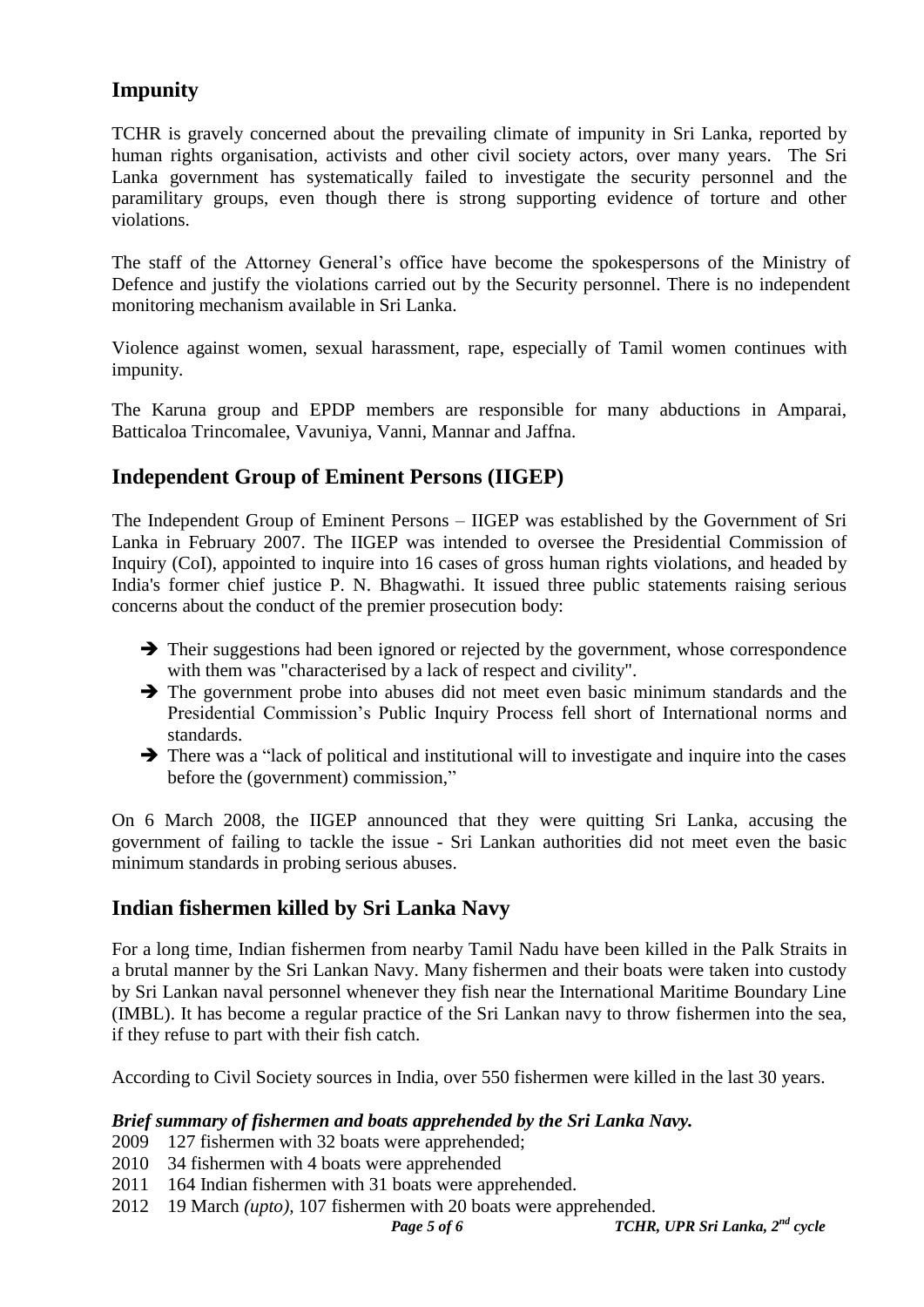## Impunity

TCHR is gravely concerned about the prevailing climate of impunity in Sri Lanka, reported by human rights organisation, activists and other civil society actors, over many years. The Sri Lanka government has systematically failed to investigate the security personnel and the paramilitary groups, even though there is strong supporting evidence of torture and other violations.

The staff of the Attorney General's office have become the spokespersons of the Ministry of Defence and justify the violations carried out by the Security personnel. There is no independent monitoring mechanism available in Sri Lanka.

Violence against women, sexual harassment, rape, especially of Tamil women continues with impunity.

The Karuna group and EPDP members are responsible for many abductions in Amparai, Batticaloa Trincomalee, Vavuniya, Vanni, Mannar and Jaffna.

## Independent Group of Eminent Persons (IIGEP)

The Independent Group of Eminent Persons – IIGEP was established by the Government of Sri Lanka in February 2007. The IIGEP was intended to oversee the Presidential Commission of Inquiry (CoI), appointed to inquire into 16 cases of gross human rights violations, and headed by India's former chief justice P. N. Bhagwathi. It issued three public statements raising serious concerns about the conduct of the premier prosecution body:

- ➔ Their suggestions had been ignored or rejected by the government, whose correspondence with them was "characterised by a lack of respect and civility".
- ➔ The government probe into abuses did not meet even basic minimum standards and the Presidential Commission's Public Inquiry Process fell short of International norms and standards.
- ➔ There was a "lack of political and institutional will to investigate and inquire into the cases before the (government) commission,"

On 6 March 2008, the IIGEP announced that they were quitting Sri Lanka, accusing the government of failing to tackle the issue - Sri Lankan authorities did not meet even the basic minimum standards in probing serious abuses.

## Indian fishermen killed by Sri Lanka Navy

For a long time, Indian fishermen from nearby Tamil Nadu have been killed in the Palk Straits in a brutal manner by the Sri Lankan Navy. Many fishermen and their boats were taken into custody by Sri Lankan naval personnel whenever they fish near the International Maritime Boundary Line (IMBL). It has become a regular practice of the Sri Lankan navy to throw fishermen into the sea, if they refuse to part with their fish catch.

According to Civil Society sources in India, over 550 fishermen were killed in the last 30 years.

***Brief summary of fishermen and boats apprehended by the Sri Lanka Navy.***

2009 127 fishermen with 32 boats were apprehended;
2010 34 fishermen with 4 boats were apprehended
2011 164 Indian fishermen with 31 boats were apprehended.
2012 19 March *(upto)*, 107 fishermen with 20 boats were apprehended.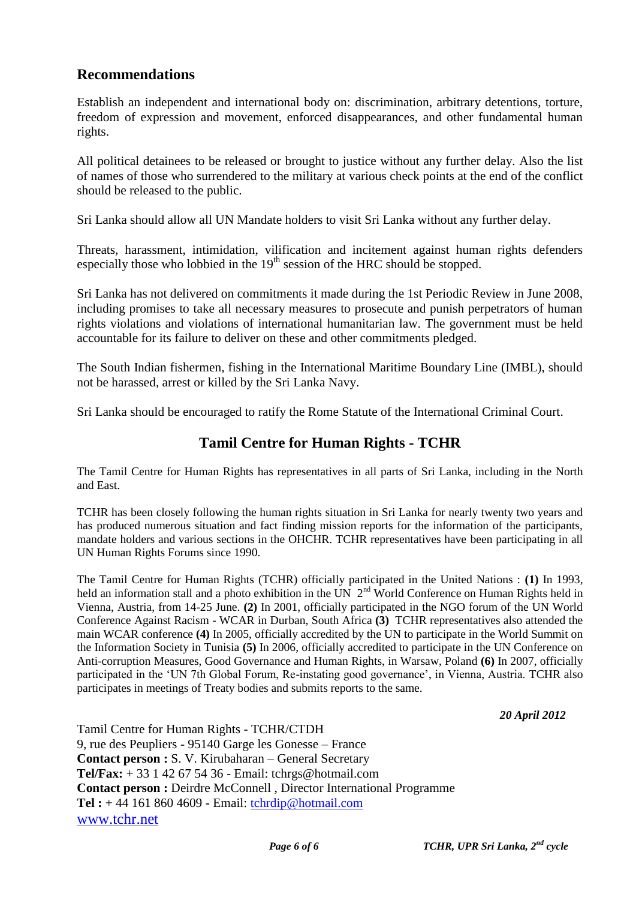## Recommendations

Establish an independent and international body on: discrimination, arbitrary detentions, torture, freedom of expression and movement, enforced disappearances, and other fundamental human rights.

All political detainees to be released or brought to justice without any further delay. Also the list of names of those who surrendered to the military at various check points at the end of the conflict should be released to the public.

Sri Lanka should allow all UN Mandate holders to visit Sri Lanka without any further delay.

Threats, harassment, intimidation, vilification and incitement against human rights defenders especially those who lobbied in the 19th session of the HRC should be stopped.

Sri Lanka has not delivered on commitments it made during the 1st Periodic Review in June 2008, including promises to take all necessary measures to prosecute and punish perpetrators of human rights violations and violations of international humanitarian law. The government must be held accountable for its failure to deliver on these and other commitments pledged.

The South Indian fishermen, fishing in the International Maritime Boundary Line (IMBL), should not be harassed, arrest or killed by the Sri Lanka Navy.

Sri Lanka should be encouraged to ratify the Rome Statute of the International Criminal Court.

## Tamil Centre for Human Rights - TCHR

The Tamil Centre for Human Rights has representatives in all parts of Sri Lanka, including in the North and East.

TCHR has been closely following the human rights situation in Sri Lanka for nearly twenty two years and has produced numerous situation and fact finding mission reports for the information of the participants, mandate holders and various sections in the OHCHR. TCHR representatives have been participating in all UN Human Rights Forums since 1990.

The Tamil Centre for Human Rights (TCHR) officially participated in the United Nations : **(1)** In 1993, held an information stall and a photo exhibition in the UN 2nd World Conference on Human Rights held in Vienna, Austria, from 14-25 June. **(2)** In 2001, officially participated in the NGO forum of the UN World Conference Against Racism - WCAR in Durban, South Africa **(3)** TCHR representatives also attended the main WCAR conference **(4)** In 2005, officially accredited by the UN to participate in the World Summit on the Information Society in Tunisia **(5)** In 2006, officially accredited to participate in the UN Conference on Anti-corruption Measures, Good Governance and Human Rights, in Warsaw, Poland **(6)** In 2007, officially participated in the 'UN 7th Global Forum, Re-instating good governance', in Vienna, Austria. TCHR also participates in meetings of Treaty bodies and submits reports to the same.

***20 April 2012***

Tamil Centre for Human Rights - TCHR/CTDH
9, rue des Peupliers - 95140 Garge les Gonesse – France
**Contact person :** S. V. Kirubaharan – General Secretary
**Tel/Fax:** + 33 1 42 67 54 36 - Email: tchrgs@hotmail.com
**Contact person :** Deirdre McConnell , Director International Programme
**Tel :** + 44 161 860 4609 - Email: tchrdip@hotmail.com
www.tchr.net